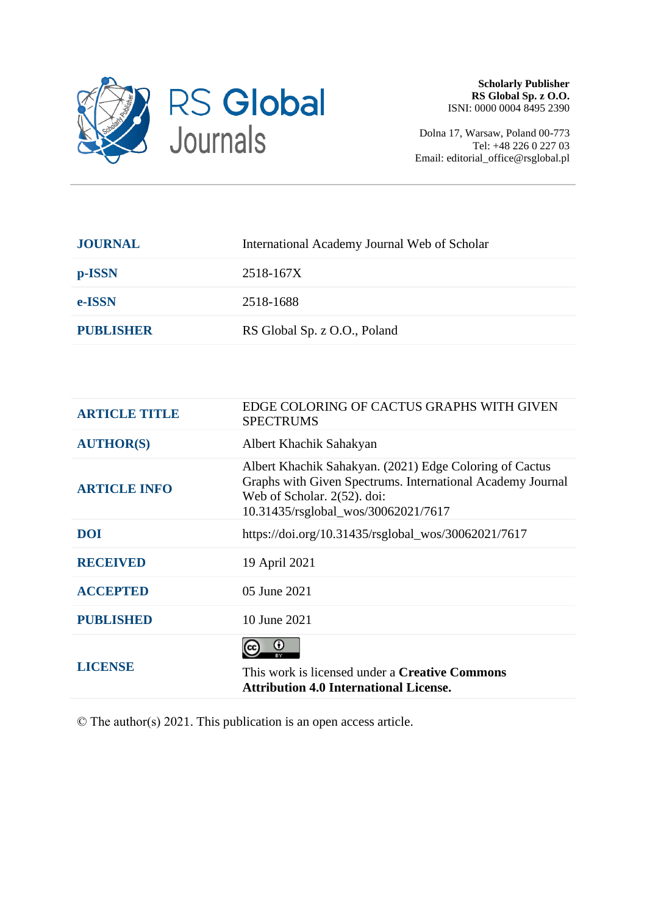RS Global Journals

**Scholarly Publisher**
**RS Global Sp. z O.O.**
ISNI: 0000 0004 8495 2390

Dolna 17, Warsaw, Poland 00-773
Tel: +48 226 0 227 03
Email: editorial_office@rsglobal.pl

| | |
|---|---|
| **JOURNAL** | International Academy Journal Web of Scholar |
| **p-ISSN** | 2518-167X |
| **e-ISSN** | 2518-1688 |
| **PUBLISHER** | RS Global Sp. z O.O., Poland |

| | |
|---|---|
| **ARTICLE TITLE** | EDGE COLORING OF CACTUS GRAPHS WITH GIVEN SPECTRUMS |
| **AUTHOR(S)** | Albert Khachik Sahakyan |
| **ARTICLE INFO** | Albert Khachik Sahakyan. (2021) Edge Coloring of Cactus Graphs with Given Spectrums. International Academy Journal Web of Scholar. 2(52). doi: 10.31435/rsglobal_wos/30062021/7617 |
| **DOI** | https://doi.org/10.31435/rsglobal_wos/30062021/7617 |
| **RECEIVED** | 19 April 2021 |
| **ACCEPTED** | 05 June 2021 |
| **PUBLISHED** | 10 June 2021 |
| **LICENSE** | This work is licensed under a **Creative Commons Attribution 4.0 International License.** |

© The author(s) 2021. This publication is an open access article.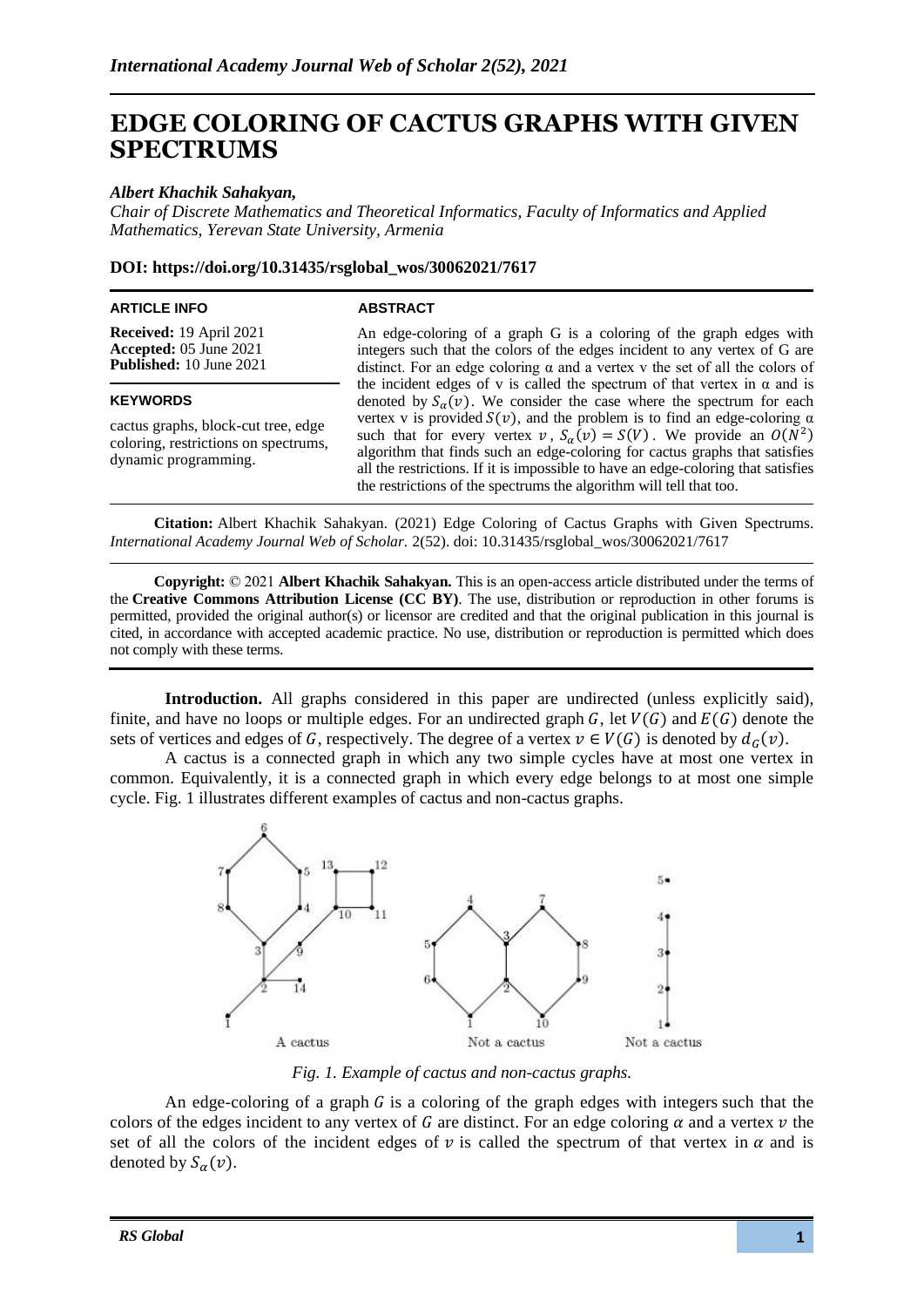# EDGE COLORING OF CACTUS GRAPHS WITH GIVEN SPECTRUMS

***Albert Khachik Sahakyan,***

*Chair of Discrete Mathematics and Theoretical Informatics, Faculty of Informatics and Applied Mathematics, Yerevan State University, Armenia*

**DOI: https://doi.org/10.31435/rsglobal_wos/30062021/7617**

**ARTICLE INFO**

**Received:** 19 April 2021
**Accepted:** 05 June 2021
**Published:** 10 June 2021

**KEYWORDS**

cactus graphs, block-cut tree, edge coloring, restrictions on spectrums, dynamic programming.

**ABSTRACT**

An edge-coloring of a graph G is a coloring of the graph edges with integers such that the colors of the edges incident to any vertex of G are distinct. For an edge coloring α and a vertex v the set of all the colors of the incident edges of v is called the spectrum of that vertex in α and is denoted by $S_\alpha(v)$. We consider the case where the spectrum for each vertex v is provided $S(v)$, and the problem is to find an edge-coloring α such that for every vertex $v$, $S_\alpha(v) = S(V)$. We provide an $O(N^2)$ algorithm that finds such an edge-coloring for cactus graphs that satisfies all the restrictions. If it is impossible to have an edge-coloring that satisfies the restrictions of the spectrums the algorithm will tell that too.

**Citation:** Albert Khachik Sahakyan. (2021) Edge Coloring of Cactus Graphs with Given Spectrums. *International Academy Journal Web of Scholar.* 2(52). doi: 10.31435/rsglobal_wos/30062021/7617

**Copyright:** © 2021 **Albert Khachik Sahakyan.** This is an open-access article distributed under the terms of the **Creative Commons Attribution License (CC BY)**. The use, distribution or reproduction in other forums is permitted, provided the original author(s) or licensor are credited and that the original publication in this journal is cited, in accordance with accepted academic practice. No use, distribution or reproduction is permitted which does not comply with these terms.

**Introduction.** All graphs considered in this paper are undirected (unless explicitly said), finite, and have no loops or multiple edges. For an undirected graph $G$, let $V(G)$ and $E(G)$ denote the sets of vertices and edges of $G$, respectively. The degree of a vertex $v \in V(G)$ is denoted by $d_G(v)$.

A cactus is a connected graph in which any two simple cycles have at most one vertex in common. Equivalently, it is a connected graph in which every edge belongs to at most one simple cycle. Fig. 1 illustrates different examples of cactus and non-cactus graphs.

*Fig. 1. Example of cactus and non-cactus graphs.*

An edge-coloring of a graph $G$ is a coloring of the graph edges with integers such that the colors of the edges incident to any vertex of $G$ are distinct. For an edge coloring $\alpha$ and a vertex $v$ the set of all the colors of the incident edges of $v$ is called the spectrum of that vertex in $\alpha$ and is denoted by $S_\alpha(v)$.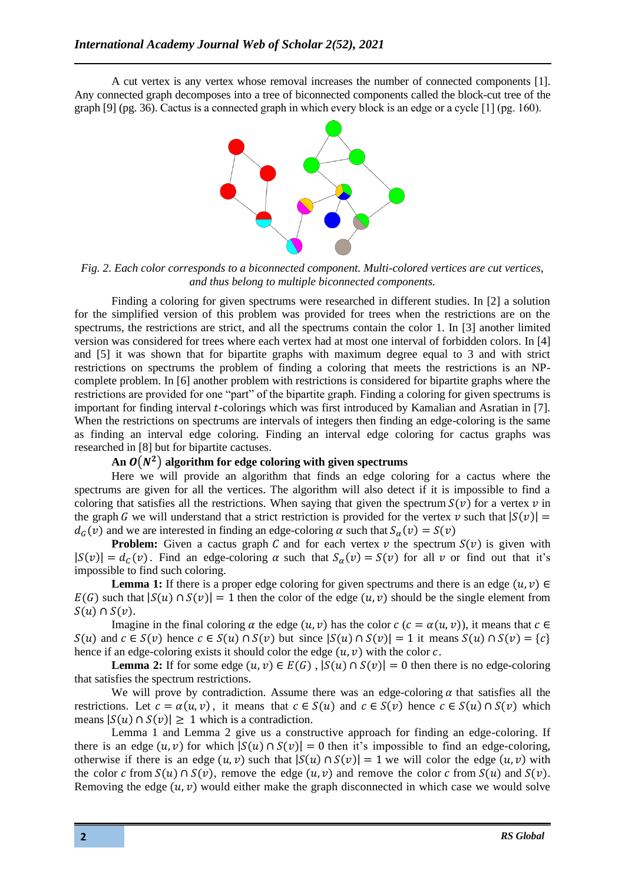A cut vertex is any vertex whose removal increases the number of connected components [1]. Any connected graph decomposes into a tree of biconnected components called the block-cut tree of the graph [9] (pg. 36). Cactus is a connected graph in which every block is an edge or a cycle [1] (pg. 160).

*Fig. 2. Each color corresponds to a biconnected component. Multi-colored vertices are cut vertices, and thus belong to multiple biconnected components.*

Finding a coloring for given spectrums were researched in different studies. In [2] a solution for the simplified version of this problem was provided for trees when the restrictions are on the spectrums, the restrictions are strict, and all the spectrums contain the color 1. In [3] another limited version was considered for trees where each vertex had at most one interval of forbidden colors. In [4] and [5] it was shown that for bipartite graphs with maximum degree equal to 3 and with strict restrictions on spectrums the problem of finding a coloring that meets the restrictions is an NP-complete problem. In [6] another problem with restrictions is considered for bipartite graphs where the restrictions are provided for one "part" of the bipartite graph. Finding a coloring for given spectrums is important for finding interval $t$-colorings which was first introduced by Kamalian and Asratian in [7]. When the restrictions on spectrums are intervals of integers then finding an edge-coloring is the same as finding an interval edge coloring. Finding an interval edge coloring for cactus graphs was researched in [8] but for bipartite cactuses.

### An $O(N^2)$ algorithm for edge coloring with given spectrums

Here we will provide an algorithm that finds an edge coloring for a cactus where the spectrums are given for all the vertices. The algorithm will also detect if it is impossible to find a coloring that satisfies all the restrictions. When saying that given the spectrum $S(v)$ for a vertex $v$ in the graph $G$ we will understand that a strict restriction is provided for the vertex $v$ such that $|S(v)| = d_G(v)$ and we are interested in finding an edge-coloring $\alpha$ such that $S_\alpha(v) = S(v)$

**Problem:** Given a cactus graph $C$ and for each vertex $v$ the spectrum $S(v)$ is given with $|S(v)| = d_C(v)$. Find an edge-coloring $\alpha$ such that $S_\alpha(v) = S(v)$ for all $v$ or find out that it's impossible to find such coloring.

**Lemma 1:** If there is a proper edge coloring for given spectrums and there is an edge $(u, v) \in E(G)$ such that $|S(u) \cap S(v)| = 1$ then the color of the edge $(u, v)$ should be the single element from $S(u) \cap S(v)$.

Imagine in the final coloring $\alpha$ the edge $(u, v)$ has the color $c$ ($c = \alpha(u, v)$), it means that $c \in S(u)$ and $c \in S(v)$ hence $c \in S(u) \cap S(v)$ but since $|S(u) \cap S(v)| = 1$ it means $S(u) \cap S(v) = \{c\}$ hence if an edge-coloring exists it should color the edge $(u, v)$ with the color $c$.

**Lemma 2:** If for some edge $(u, v) \in E(G)$ , $|S(u) \cap S(v)| = 0$ then there is no edge-coloring that satisfies the spectrum restrictions.

We will prove by contradiction. Assume there was an edge-coloring $\alpha$ that satisfies all the restrictions. Let $c = \alpha(u, v)$, it means that $c \in S(u)$ and $c \in S(v)$ hence $c \in S(u) \cap S(v)$ which means $|S(u) \cap S(v)| \geq 1$ which is a contradiction.

Lemma 1 and Lemma 2 give us a constructive approach for finding an edge-coloring. If there is an edge $(u, v)$ for which $|S(u) \cap S(v)| = 0$ then it's impossible to find an edge-coloring, otherwise if there is an edge $(u, v)$ such that $|S(u) \cap S(v)| = 1$ we will color the edge $(u, v)$ with the color $c$ from $S(u) \cap S(v)$, remove the edge $(u, v)$ and remove the color $c$ from $S(u)$ and $S(v)$. Removing the edge $(u, v)$ would either make the graph disconnected in which case we would solve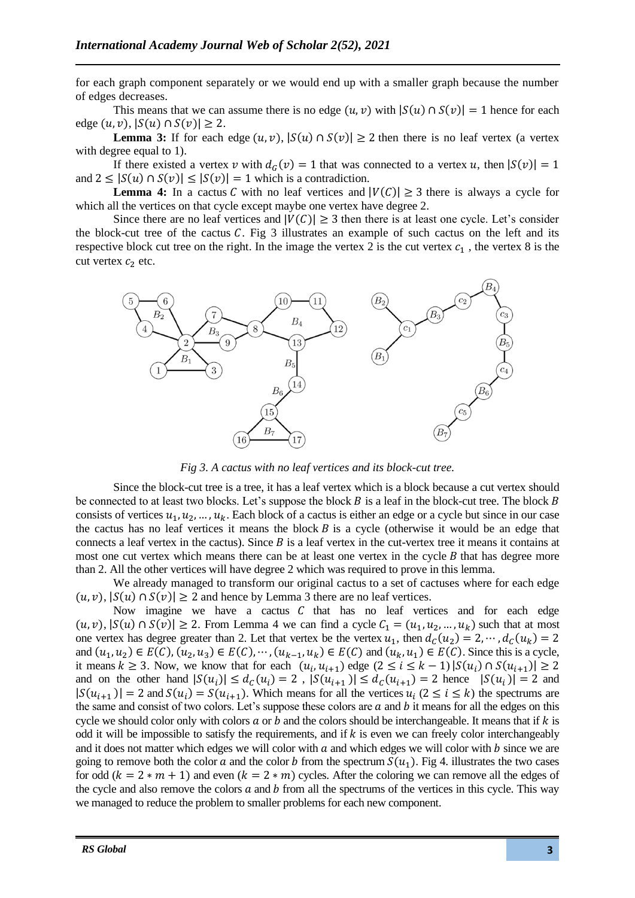for each graph component separately or we would end up with a smaller graph because the number of edges decreases.

This means that we can assume there is no edge $(u, v)$ with $|S(u) \cap S(v)| = 1$ hence for each edge $(u, v)$, $|S(u) \cap S(v)| \geq 2$.

**Lemma 3:** If for each edge $(u, v)$, $|S(u) \cap S(v)| \geq 2$ then there is no leaf vertex (a vertex with degree equal to 1).

If there existed a vertex $v$ with $d_G(v) = 1$ that was connected to a vertex $u$, then $|S(v)| = 1$ and $2 \leq |S(u) \cap S(v)| \leq |S(v)| = 1$ which is a contradiction.

**Lemma 4:** In a cactus $C$ with no leaf vertices and $|V(C)| \geq 3$ there is always a cycle for which all the vertices on that cycle except maybe one vertex have degree 2.

Since there are no leaf vertices and $|V(C)| \geq 3$ then there is at least one cycle. Let's consider the block-cut tree of the cactus $C$. Fig 3 illustrates an example of such cactus on the left and its respective block cut tree on the right. In the image the vertex 2 is the cut vertex $c_1$, the vertex 8 is the cut vertex $c_2$ etc.

*Fig 3. A cactus with no leaf vertices and its block-cut tree.*

Since the block-cut tree is a tree, it has a leaf vertex which is a block because a cut vertex should be connected to at least two blocks. Let's suppose the block $B$ is a leaf in the block-cut tree. The block $B$ consists of vertices $u_1, u_2, \ldots, u_k$. Each block of a cactus is either an edge or a cycle but since in our case the cactus has no leaf vertices it means the block $B$ is a cycle (otherwise it would be an edge that connects a leaf vertex in the cactus). Since $B$ is a leaf vertex in the cut-vertex tree it means it contains at most one cut vertex which means there can be at least one vertex in the cycle $B$ that has degree more than 2. All the other vertices will have degree 2 which was required to prove in this lemma.

We already managed to transform our original cactus to a set of cactuses where for each edge $(u, v)$, $|S(u) \cap S(v)| \geq 2$ and hence by Lemma 3 there are no leaf vertices.

Now imagine we have a cactus $C$ that has no leaf vertices and for each edge $(u, v)$, $|S(u) \cap S(v)| \geq 2$. From Lemma 4 we can find a cycle $C_1 = (u_1, u_2, \ldots, u_k)$ such that at most one vertex has degree greater than 2. Let that vertex be the vertex $u_1$, then $d_C(u_2) = 2, \cdots, d_C(u_k) = 2$ and $(u_1, u_2) \in E(C), (u_2, u_3) \in E(C), \cdots, (u_{k-1}, u_k) \in E(C)$ and $(u_k, u_1) \in E(C)$. Since this is a cycle, it means $k \geq 3$. Now, we know that for each $(u_i, u_{i+1})$ edge $(2 \leq i \leq k-1)$ $|S(u_i) \cap S(u_{i+1})| \geq 2$ and on the other hand $|S(u_i)| \leq d_C(u_i) = 2$, $|S(u_{i+1})| \leq d_C(u_{i+1}) = 2$ hence $|S(u_i)| = 2$ and $|S(u_{i+1})| = 2$ and $S(u_i) = S(u_{i+1})$. Which means for all the vertices $u_i$ $(2 \leq i \leq k)$ the spectrums are the same and consist of two colors. Let's suppose these colors are $a$ and $b$ it means for all the edges on this cycle we should color only with colors $a$ or $b$ and the colors should be interchangeable. It means that if $k$ is odd it will be impossible to satisfy the requirements, and if $k$ is even we can freely color interchangeably and it does not matter which edges we will color with $a$ and which edges we will color with $b$ since we are going to remove both the color $a$ and the color $b$ from the spectrum $S(u_1)$. Fig 4. illustrates the two cases for odd $(k = 2 * m + 1)$ and even $(k = 2 * m)$ cycles. After the coloring we can remove all the edges of the cycle and also remove the colors $a$ and $b$ from all the spectrums of the vertices in this cycle. This way we managed to reduce the problem to smaller problems for each new component.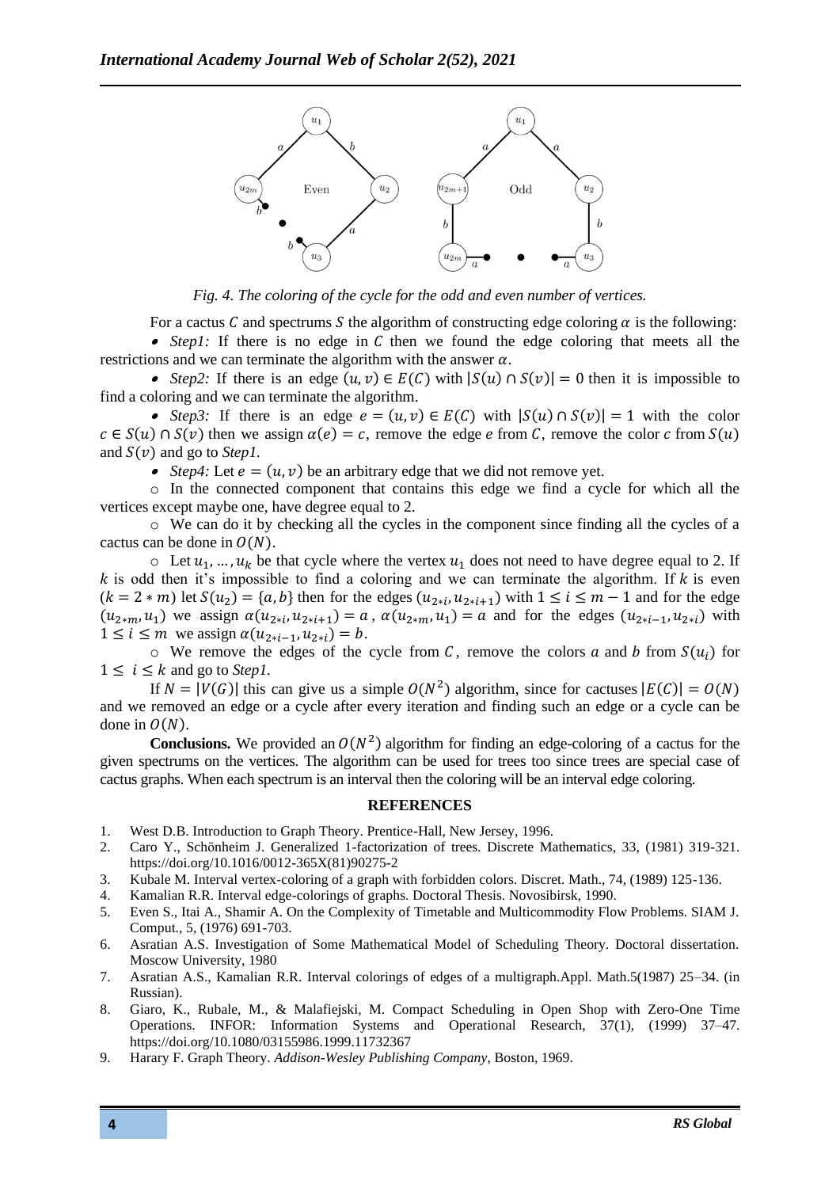u1

a

b

u2m

Even

u2

b

b

a

u3

u1

a

a

u2m+1

Odd

u2

b

b

u2m

a

a

u3

*Fig. 4. The coloring of the cycle for the odd and even number of vertices.*

For a cactus $C$ and spectrums $S$ the algorithm of constructing edge coloring $\alpha$ is the following:

- *Step1:* If there is no edge in $C$ then we found the edge coloring that meets all the restrictions and we can terminate the algorithm with the answer $\alpha$.
- *Step2:* If there is an edge $(u, v) \in E(C)$ with $|S(u) \cap S(v)| = 0$ then it is impossible to find a coloring and we can terminate the algorithm.
- *Step3:* If there is an edge $e = (u, v) \in E(C)$ with $|S(u) \cap S(v)| = 1$ with the color $c \in S(u) \cap S(v)$ then we assign $\alpha(e) = c$, remove the edge $e$ from $C$, remove the color $c$ from $S(u)$ and $S(v)$ and go to *Step1.*
- *Step4:* Let $e = (u, v)$ be an arbitrary edge that we did not remove yet.
  - In the connected component that contains this edge we find a cycle for which all the vertices except maybe one, have degree equal to 2.
  - We can do it by checking all the cycles in the component since finding all the cycles of a cactus can be done in $O(N)$.
  - Let $u_1, \ldots, u_k$ be that cycle where the vertex $u_1$ does not need to have degree equal to 2. If $k$ is odd then it's impossible to find a coloring and we can terminate the algorithm. If $k$ is even $(k = 2 * m)$ let $S(u_2) = \{a, b\}$ then for the edges $(u_{2*i}, u_{2*i+1})$ with $1 \leq i \leq m - 1$ and for the edge $(u_{2*m}, u_1)$ we assign $\alpha(u_{2*i}, u_{2*i+1}) = a$, $\alpha(u_{2*m}, u_1) = a$ and for the edges $(u_{2*i-1}, u_{2*i})$ with $1 \leq i \leq m$ we assign $\alpha(u_{2*i-1}, u_{2*i}) = b$.
  - We remove the edges of the cycle from $C$, remove the colors $a$ and $b$ from $S(u_i)$ for $1 \leq i \leq k$ and go to *Step1.*

If $N = |V(G)|$ this can give us a simple $O(N^2)$ algorithm, since for cactuses $|E(C)| = O(N)$ and we removed an edge or a cycle after every iteration and finding such an edge or a cycle can be done in $O(N)$.

**Conclusions.** We provided an $O(N^2)$ algorithm for finding an edge-coloring of a cactus for the given spectrums on the vertices. The algorithm can be used for trees too since trees are special case of cactus graphs. When each spectrum is an interval then the coloring will be an interval edge coloring.

## REFERENCES

1. West D.B. Introduction to Graph Theory. Prentice-Hall, New Jersey, 1996.
2. Caro Y., Schönheim J. Generalized 1-factorization of trees. Discrete Mathematics, 33, (1981) 319-321. https://doi.org/10.1016/0012-365X(81)90275-2
3. Kubale M. Interval vertex-coloring of a graph with forbidden colors. Discret. Math., 74, (1989) 125-136.
4. Kamalian R.R. Interval edge-colorings of graphs. Doctoral Thesis. Novosibirsk, 1990.
5. Even S., Itai A., Shamir A. On the Complexity of Timetable and Multicommodity Flow Problems. SIAM J. Comput., 5, (1976) 691-703.
6. Asratian A.S. Investigation of Some Mathematical Model of Scheduling Theory. Doctoral dissertation. Moscow University, 1980
7. Asratian A.S., Kamalian R.R. Interval colorings of edges of a multigraph.Appl. Math.5(1987) 25–34. (in Russian).
8. Giaro, K., Rubale, M., & Malafiejski, M. Compact Scheduling in Open Shop with Zero-One Time Operations. INFOR: Information Systems and Operational Research, 37(1), (1999) 37–47. https://doi.org/10.1080/03155986.1999.11732367
9. Harary F. Graph Theory. *Addison-Wesley Publishing Company*, Boston, 1969.